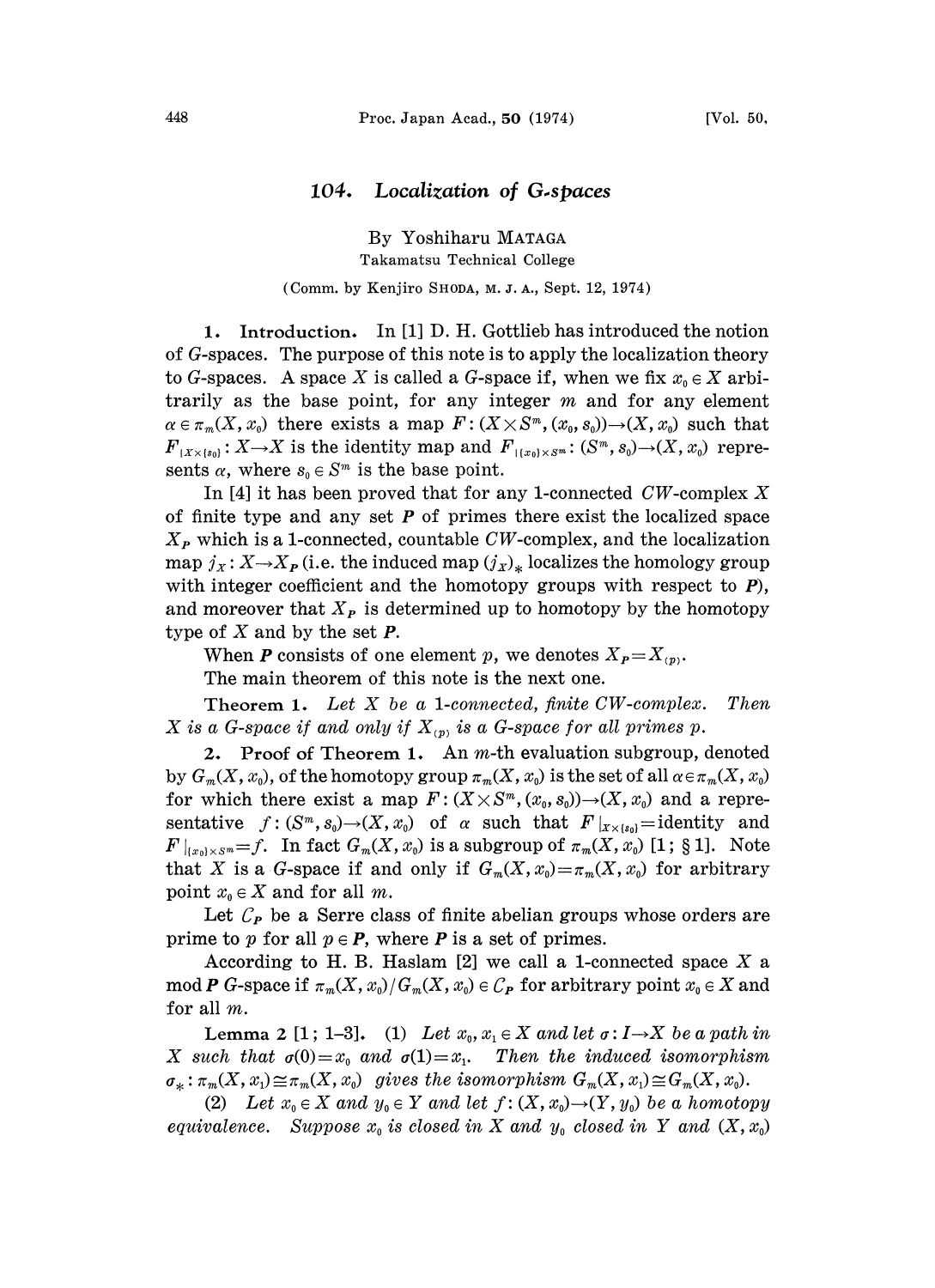# 104. Localization of G-spaces

By Yoshiharu MATAGA

Takamatsu Technical College

(Comm. by Kenjiro SHODA, M. J. A., Sept. 12, 1974)

**1. Introduction.** In [1] D. H. Gottlieb has introduced the notion of $G$-spaces. The purpose of this note is to apply the localization theory to $G$-spaces. A space $X$ is called a $G$-space if, when we fix $x_0 \in X$ arbitrarily as the base point, for any integer $m$ and for any element $\alpha \in \pi_m(X, x_0)$ there exists a map $F: (X \times S^m, (x_0, s_0)) \to (X, x_0)$ such that $F_{|X \times \{s_0\}}: X \to X$ is the identity map and $F_{|\{x_0\} \times S^m}: (S^m, s_0) \to (X, x_0)$ represents $\alpha$, where $s_0 \in S^m$ is the base point.

In [4] it has been proved that for any 1-connected $CW$-complex $X$ of finite type and any set $\boldsymbol{P}$ of primes there exist the localized space $X_{\boldsymbol{P}}$ which is a 1-connected, countable $CW$-complex, and the localization map $j_X: X \to X_{\boldsymbol{P}}$ (i.e. the induced map $(j_X)_*$ localizes the homology group with integer coefficient and the homotopy groups with respect to $\boldsymbol{P}$), and moreover that $X_{\boldsymbol{P}}$ is determined up to homotopy by the homotopy type of $X$ and by the set $\boldsymbol{P}$.

When $\boldsymbol{P}$ consists of one element $p$, we denotes $X_{\boldsymbol{P}} = X_{(p)}$.

The main theorem of this note is the next one.

**Theorem 1.** *Let $X$ be a 1-connected, finite $CW$-complex. Then $X$ is a $G$-space if and only if $X_{(p)}$ is a $G$-space for all primes $p$.*

**2. Proof of Theorem 1.** An $m$-th evaluation subgroup, denoted by $G_m(X, x_0)$, of the homotopy group $\pi_m(X, x_0)$ is the set of all $\alpha \in \pi_m(X, x_0)$ for which there exist a map $F: (X \times S^m, (x_0, s_0)) \to (X, x_0)$ and a representative $f: (S^m, s_0) \to (X, x_0)$ of $\alpha$ such that $F|_{X \times \{s_0\}} =$ identity and $F|_{\{x_0\} \times S^m} = f$. In fact $G_m(X, x_0)$ is a subgroup of $\pi_m(X, x_0)$ [1; §1]. Note that $X$ is a $G$-space if and only if $G_m(X, x_0) = \pi_m(X, x_0)$ for arbitrary point $x_0 \in X$ and for all $m$.

Let $C_{\boldsymbol{P}}$ be a Serre class of finite abelian groups whose orders are prime to $p$ for all $p \in \boldsymbol{P}$, where $\boldsymbol{P}$ is a set of primes.

According to H. B. Haslam [2] we call a 1-connected space $X$ a mod $\boldsymbol{P}$ $G$-space if $\pi_m(X, x_0)/G_m(X, x_0) \in C_{\boldsymbol{P}}$ for arbitrary point $x_0 \in X$ and for all $m$.

**Lemma 2** [1; 1–3]. (1) *Let $x_0, x_1 \in X$ and let $\sigma: I \to X$ be a path in $X$ such that $\sigma(0) = x_0$ and $\sigma(1) = x_1$. Then the induced isomorphism $\sigma_*: \pi_m(X, x_1) \cong \pi_m(X, x_0)$ gives the isomorphism $G_m(X, x_1) \cong G_m(X, x_0)$.*

(2) *Let $x_0 \in X$ and $y_0 \in Y$ and let $f: (X, x_0) \to (Y, y_0)$ be a homotopy equivalence. Suppose $x_0$ is closed in $X$ and $y_0$ closed in $Y$ and $(X, x_0)$*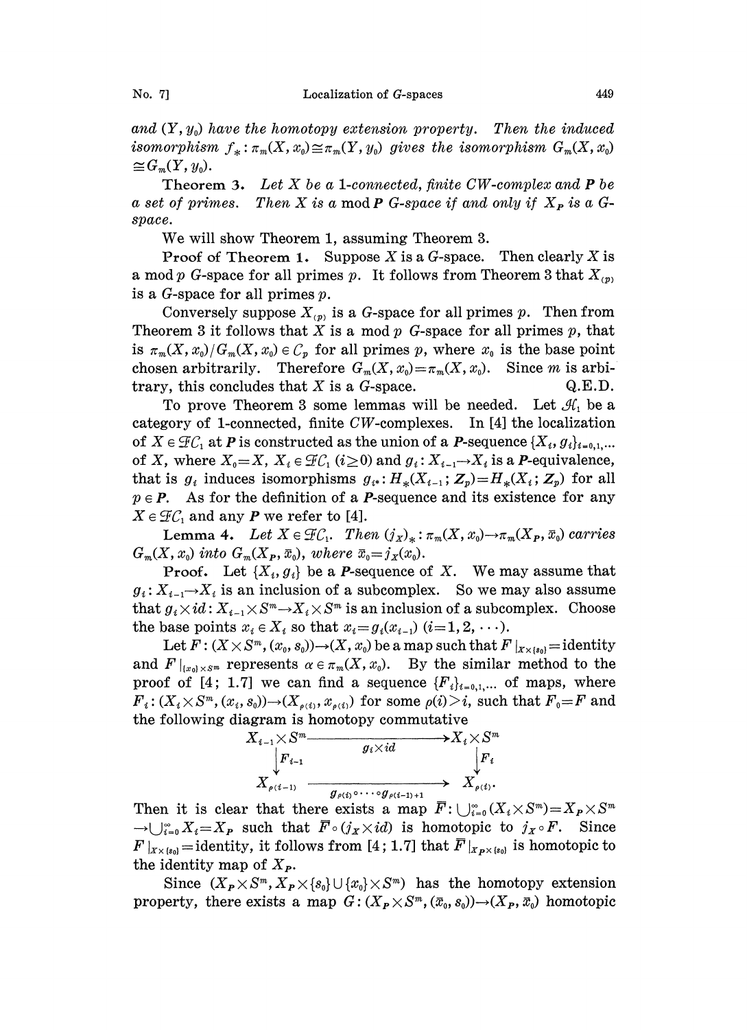*and* $(Y, y_0)$ *have the homotopy extension property. Then the induced isomorphism* $f_*: \pi_m(X, x_0) \cong \pi_m(Y, y_0)$ *gives the isomorphism* $G_m(X, x_0) \cong G_m(Y, y_0)$.

**Theorem 3.** *Let* $X$ *be a 1-connected, finite CW-complex and* $\boldsymbol{P}$ *be a set of primes. Then* $X$ *is a* mod $\boldsymbol{P}$ *G-space if and only if* $X_{\boldsymbol{P}}$ *is a G-space.*

We will show Theorem 1, assuming Theorem 3.

**Proof of Theorem 1.** Suppose $X$ is a $G$-space. Then clearly $X$ is a mod $p$ $G$-space for all primes $p$. It follows from Theorem 3 that $X_{(p)}$ is a $G$-space for all primes $p$.

Conversely suppose $X_{(p)}$ is a $G$-space for all primes $p$. Then from Theorem 3 it follows that $X$ is a mod $p$ $G$-space for all primes $p$, that is $\pi_m(X, x_0)/G_m(X, x_0) \in \mathcal{C}_p$ for all primes $p$, where $x_0$ is the base point chosen arbitrarily. Therefore $G_m(X, x_0) = \pi_m(X, x_0)$. Since $m$ is arbitrary, this concludes that $X$ is a $G$-space. Q.E.D.

To prove Theorem 3 some lemmas will be needed. Let $\mathcal{FC}_1$ be a category of 1-connected, finite $CW$-complexes. In [4] the localization of $X \in \mathcal{FC}_1$ at $\boldsymbol{P}$ is constructed as the union of a $\boldsymbol{P}$-sequence $\{X_i, g_i\}_{i=0,1,\dots}$ of $X$, where $X_0 = X$, $X_i \in \mathcal{FC}_1$ $(i \geq 0)$ and $g_i: X_{i-1} \to X_i$ is a $\boldsymbol{P}$-equivalence, that is $g_i$ induces isomorphisms $g_{i*}: H_*(X_{i-1}; \boldsymbol{Z}_p) = H_*(X_i; \boldsymbol{Z}_p)$ for all $p \in \boldsymbol{P}$. As for the definition of a $\boldsymbol{P}$-sequence and its existence for any $X \in \mathcal{FC}_1$ and any $\boldsymbol{P}$ we refer to [4].

**Lemma 4.** *Let* $X \in \mathcal{FC}_1$. *Then* $(j_X)_*: \pi_m(X, x_0) \to \pi_m(X_{\boldsymbol{P}}, \bar{x}_0)$ *carries* $G_m(X, x_0)$ *into* $G_m(X_{\boldsymbol{P}}, \bar{x}_0)$, *where* $\bar{x}_0 = j_X(x_0)$.

**Proof.** Let $\{X_i, g_i\}$ be a $\boldsymbol{P}$-sequence of $X$. We may assume that $g_i: X_{i-1} \to X_i$ is an inclusion of a subcomplex. So we may also assume that $g_i \times id: X_{i-1} \times S^m \to X_i \times S^m$ is an inclusion of a subcomplex. Choose the base points $x_i \in X_i$ so that $x_i = g_i(x_{i-1})$ $(i = 1, 2, \cdots)$.

Let $F: (X \times S^m, (x_0, s_0)) \to (X, x_0)$ be a map such that $F|_{X \times \{s_0\}} =$ identity and $F|_{\{x_0\} \times S^m}$ represents $\alpha \in \pi_m(X, x_0)$. By the similar method to the proof of [4; 1.7] we can find a sequence $\{F_i\}_{i=0,1,\dots}$ of maps, where $F_i: (X_i \times S^m, (x_i, s_0)) \to (X_{\rho(i)}, x_{\rho(i)})$ for some $\rho(i) > i$, such that $F_0 = F$ and the following diagram is homotopy commutative

$$\begin{array}{ccc} X_{i-1} \times S^m & \xrightarrow{\quad g_i \times id \quad} & X_i \times S^m \\ \big\downarrow F_{i-1} & & \big\downarrow F_i \\ X_{\rho(i-1)} & \xrightarrow{\quad g_{\rho(i)} \circ \cdots \circ g_{\rho(i-1)+1} \quad} & X_{\rho(i)}. \end{array}$$

Then it is clear that there exists a map $\bar{F}: \bigcup_{i=0}^{\infty} (X_i \times S^m) = X_{\boldsymbol{P}} \times S^m \to \bigcup_{i=0}^{\infty} X_i = X_{\boldsymbol{P}}$ such that $\bar{F} \circ (j_X \times id)$ is homotopic to $j_X \circ F$. Since $F|_{X \times \{s_0\}} =$ identity, it follows from [4; 1.7] that $\bar{F}|_{X_{\boldsymbol{P}} \times \{s_0\}}$ is homotopic to the identity map of $X_{\boldsymbol{P}}$.

Since $(X_{\boldsymbol{P}} \times S^m, X_{\boldsymbol{P}} \times \{s_0\} \cup \{x_0\} \times S^m)$ has the homotopy extension property, there exists a map $G: (X_{\boldsymbol{P}} \times S^m, (\bar{x}_0, s_0)) \to (X_{\boldsymbol{P}}, \bar{x}_0)$ homotopic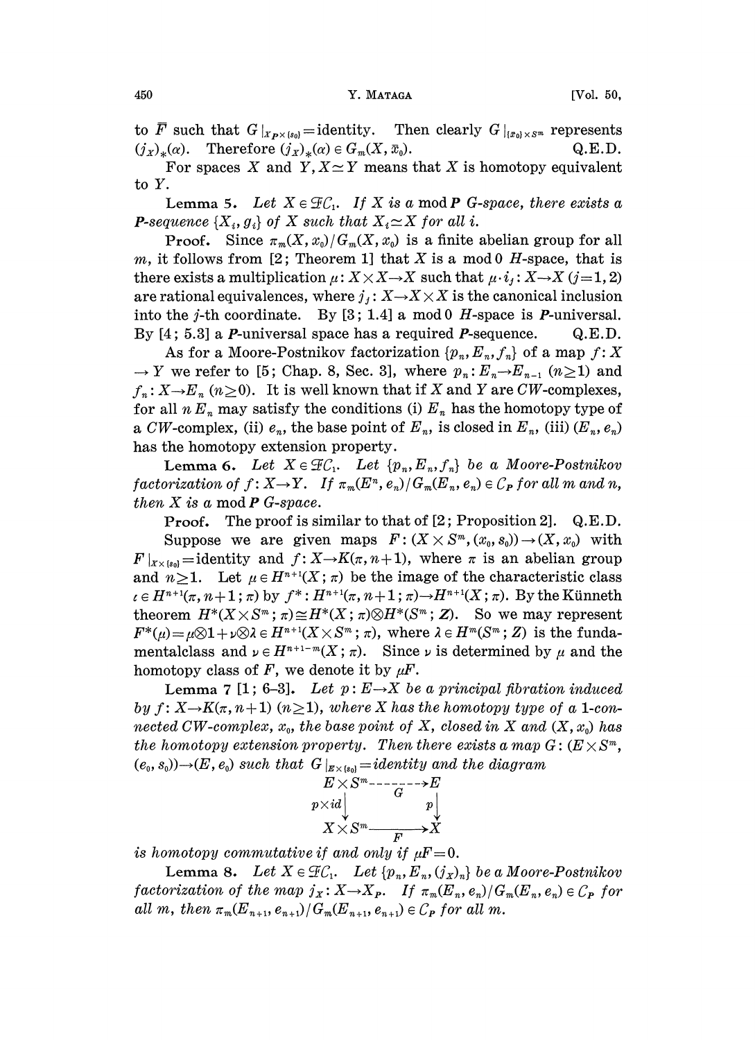to $\bar{F}$ such that $G|_{X_P \times \{s_0\}} = \text{identity}$. Then clearly $G|_{\{x_0\} \times S^m}$ represents $(j_X)_*(\alpha)$. Therefore $(j_X)_*(\alpha) \in G_m(X, \bar{x}_0)$. Q.E.D.

For spaces $X$ and $Y$, $X \simeq Y$ means that $X$ is homotopy equivalent to $Y$.

**Lemma 5.** *Let $X \in \mathfrak{F}C_1$. If $X$ is a* mod $\boldsymbol{P}$ *$G$-space, there exists a $\boldsymbol{P}$-sequence $\{X_i, g_i\}$ of $X$ such that $X_i \simeq X$ for all $i$.*

**Proof.** Since $\pi_m(X, x_0)/G_m(X, x_0)$ is a finite abelian group for all $m$, it follows from [2; Theorem 1] that $X$ is a mod 0 $H$-space, that is there exists a multiplication $\mu: X \times X \to X$ such that $\mu \cdot i_j : X \to X$ $(j = 1, 2)$ are rational equivalences, where $j_j : X \to X \times X$ is the canonical inclusion into the $j$-th coordinate. By [3; 1.4] a mod 0 $H$-space is $\boldsymbol{P}$-universal. By [4; 5.3] a $\boldsymbol{P}$-universal space has a required $\boldsymbol{P}$-sequence. Q.E.D.

As for a Moore-Postnikov factorization $\{p_n, E_n, f_n\}$ of a map $f: X \to Y$ we refer to [5; Chap. 8, Sec. 3], where $p_n: E_n \to E_{n-1}$ $(n \geq 1)$ and $f_n: X \to E_n$ $(n \geq 0)$. It is well known that if $X$ and $Y$ are $CW$-complexes, for all $n$ $E_n$ may satisfy the conditions (i) $E_n$ has the homotopy type of a $CW$-complex, (ii) $e_n$, the base point of $E_n$, is closed in $E_n$, (iii) $(E_n, e_n)$ has the homotopy extension property.

**Lemma 6.** *Let $X \in \mathfrak{F}C_1$. Let $\{p_n, E_n, f_n\}$ be a Moore-Postnikov factorization of $f: X \to Y$. If $\pi_m(E^n, e_n)/G_m(E_n, e_n) \in C_{\boldsymbol{P}}$ for all $m$ and $n$, then $X$ is a* mod $\boldsymbol{P}$ *$G$-space.*

**Proof.** The proof is similar to that of [2; Proposition 2]. Q.E.D.

Suppose we are given maps $F: (X \times S^m, (x_0, s_0)) \to (X, x_0)$ with $F|_{X \times \{s_0\}} = \text{identity}$ and $f: X \to K(\pi, n+1)$, where $\pi$ is an abelian group and $n \geq 1$. Let $\mu \in H^{n+1}(X; \pi)$ be the image of the characteristic class $\iota \in H^{n+1}(\pi, n+1; \pi)$ by $f^*: H^{n+1}(\pi, n+1; \pi) \to H^{n+1}(X; \pi)$. By the Künneth theorem $H^*(X \times S^m; \pi) \cong H^*(X; \pi) \otimes H^*(S^m; Z)$. So we may represent $F^*(\mu) = \mu \otimes 1 + \nu \otimes \lambda \in H^{n+1}(X \times S^m; \pi)$, where $\lambda \in H^m(S^m; Z)$ is the fundamentalclass and $\nu \in H^{n+1-m}(X; \pi)$. Since $\nu$ is determined by $\mu$ and the homotopy class of $F$, we denote it by $\mu F$.

**Lemma 7** [1; 6–3]. *Let $p: E \to X$ be a principal fibration induced by $f: X \to K(\pi, n+1)$ $(n \geq 1)$, where $X$ has the homotopy type of a 1-connected $CW$-complex, $x_0$, the base point of $X$, closed in $X$ and $(X, x_0)$ has the homotopy extension property. Then there exists a map $G: (E \times S^m, (e_0, s_0)) \to (E, e_0)$ such that $G|_{E \times \{s_0\}} = \text{identity}$ and the diagram*

$$\begin{array}{ccc} E \times S^m & \overset{G}{\dashrightarrow} & E \\ {\scriptstyle p \times id}\downarrow & & \downarrow{\scriptstyle p} \\ X \times S^m & \xrightarrow[F]{} & X \end{array}$$

*is homotopy commutative if and only if $\mu F = 0$.*

**Lemma 8.** *Let $X \in \mathfrak{F}C_1$. Let $\{p_n, E_n, (j_X)_n\}$ be a Moore-Postnikov factorization of the map $j_X: X \to X_{\boldsymbol{P}}$. If $\pi_m(E_n, e_n)/G_m(E_n, e_n) \in C_{\boldsymbol{P}}$ for all $m$, then $\pi_m(E_{n+1}, e_{n+1})/G_m(E_{n+1}, e_{n+1}) \in C_{\boldsymbol{P}}$ for all $m$.*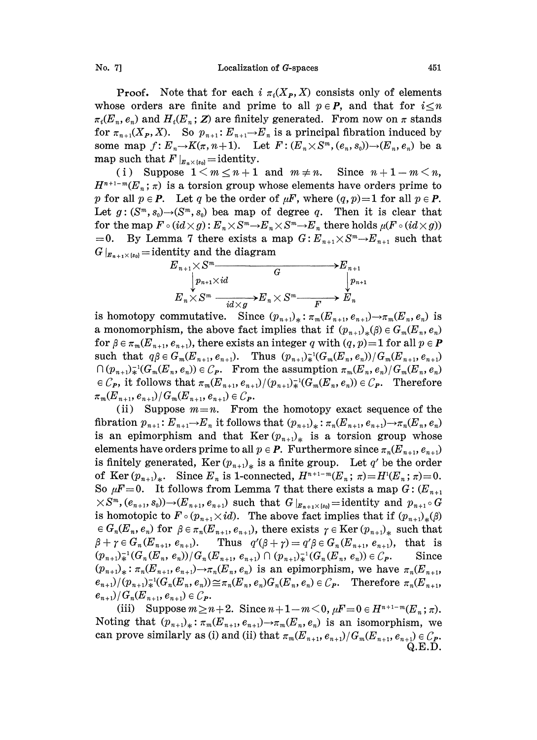**Proof.** Note that for each $i$ $\pi_i(X_{\boldsymbol{P}}, X)$ consists only of elements whose orders are finite and prime to all $p \in \boldsymbol{P}$, and that for $i \leq n$ $\pi_i(E_n, e_n)$ and $H_i(E_n; \boldsymbol{Z})$ are finitely generated. From now on $\pi$ stands for $\pi_{n+1}(X_{\boldsymbol{P}}, X)$. So $p_{n+1}: E_{n+1} \to E_n$ is a principal fibration induced by some map $f: E_n \to K(\pi, n+1)$. Let $F: (E_n \times S^m, (e_n, s_0)) \to (E_n, e_n)$ be a map such that $F|_{E_n \times \{s_0\}} = \text{identity}$.

(i) Suppose $1 < m \leq n+1$ and $m \neq n$. Since $n+1-m < n$, $H^{n+1-m}(E_n; \pi)$ is a torsion group whose elements have orders prime to $p$ for all $p \in \boldsymbol{P}$. Let $q$ be the order of $\mu F$, where $(q, p) = 1$ for all $p \in \boldsymbol{P}$. Let $g: (S^m, s_0) \to (S^m, s_0)$ bea map of degree $q$. Then it is clear that for the map $F \circ (id \times g): E_n \times S^m \to E_n \times S^m \to E_n$ there holds $\mu(F \circ (id \times g)) = 0$. By Lemma 7 there exists a map $G: E_{n+1} \times S^m \to E_{n+1}$ such that $G|_{E_{n+1} \times \{s_0\}} = \text{identity}$ and the diagram

$$\begin{array}{ccccc}
E_{n+1} \times S^m & & \xrightarrow{\quad G \quad} & & E_{n+1} \\
\Big\downarrow {\scriptstyle p_{n+1} \times id} & & & & \Big\downarrow {\scriptstyle p_{n+1}} \\
E_n \times S^m & \xrightarrow{id \times g} & E_n \times S^m & \xrightarrow{\quad F \quad} & E_n
\end{array}$$

is homotopy commutative. Since $(p_{n+1})_*: \pi_m(E_{n+1}, e_{n+1}) \to \pi_m(E_n, e_n)$ is a monomorphism, the above fact implies that if $(p_{n+1})_*(\beta) \in G_m(E_n, e_n)$ for $\beta \in \pi_m(E_{n+1}, e_{n+1})$, there exists an integer $q$ with $(q, p) = 1$ for all $p \in \boldsymbol{P}$ such that $q\beta \in G_m(E_{n+1}, e_{n+1})$. Thus $(p_{n+1})_*^{-1}(G_m(E_n, e_n))/G_m(E_{n+1}, e_{n+1}) \cap (p_{n+1})_*^{-1}(G_m(E_n, e_n)) \in \mathcal{C}_{\boldsymbol{P}}$. From the assumption $\pi_m(E_n, e_n)/G_m(E_n, e_n) \in \mathcal{C}_{\boldsymbol{P}}$, it follows that $\pi_m(E_{n+1}, e_{n+1})/(p_{n+1})_*^{-1}(G_m(E_n, e_n)) \in \mathcal{C}_{\boldsymbol{P}}$. Therefore $\pi_m(E_{n+1}, e_{n+1})/G_m(E_{n+1}, e_{n+1}) \in \mathcal{C}_{\boldsymbol{P}}$.

(ii) Suppose $m = n$. From the homotopy exact sequence of the fibration $p_{n+1}: E_{n+1} \to E_n$ it follows that $(p_{n+1})_*: \pi_n(E_{n+1}, e_{n+1}) \to \pi_n(E_n, e_n)$ is an epimorphism and that $\text{Ker}\,(p_{n+1})_*$ is a torsion group whose elements have orders prime to all $p \in \boldsymbol{P}$. Furthermore since $\pi_n(E_{n+1}, e_{n+1})$ is finitely generated, $\text{Ker}\,(p_{n+1})_*$ is a finite group. Let $q'$ be the order of $\text{Ker}\,(p_{n+1})_*$. Since $E_n$ is 1-connected, $H^{n+1-m}(E_n; \pi) = H^1(E_n; \pi) = 0$. So $\mu F = 0$. It follows from Lemma 7 that there exists a map $G: (E_{n+1} \times S^m, (e_{n+1}, s_0)) \to (E_{n+1}, e_{n+1})$ such that $G|_{E_{n+1} \times \{s_0\}} = \text{identity}$ and $p_{n+1} \circ G$ is homotopic to $F \circ (p_{n+1} \times id)$. The above fact implies that if $(p_{n+1})_*(\beta) \in G_n(E_n, e_n)$ for $\beta \in \pi_n(E_{n+1}, e_{n+1})$, there exists $\gamma \in \text{Ker}\,(p_{n+1})_*$ such that $\beta + \gamma \in G_n(E_{n+1}, e_{n+1})$. Thus $q'(\beta + \gamma) = q'\beta \in G_n(E_{n+1}, e_{n+1})$, that is $(p_{n+1})_*^{-1}(G_n(E_n, e_n))/G_n(E_{n+1}, e_{n+1}) \cap (p_{n+1})_*^{-1}(G_n(E_n, e_n)) \in \mathcal{C}_{\boldsymbol{P}}$. Since $(p_{n+1})_*: \pi_n(E_{n+1}, e_{n+1}) \to \pi_n(E_n, e_n)$ is an epimorphism, we have $\pi_n(E_{n+1}, e_{n+1})/(p_{n+1})_*^{-1}(G_n(E_n, e_n)) \cong \pi_n(E_n, e_n)G_n(E_n, e_n) \in \mathcal{C}_{\boldsymbol{P}}$. Therefore $\pi_n(E_{n+1}, e_{n+1})/G_n(E_{n+1}, e_{n+1}) \in \mathcal{C}_{\boldsymbol{P}}$.

(iii) Suppose $m \geq n+2$. Since $n+1-m < 0$, $\mu F = 0 \in H^{n+1-m}(E_n; \pi)$. Noting that $(p_{n+1})_*: \pi_m(E_{n+1}, e_{n+1}) \to \pi_m(E_n, e_n)$ is an isomorphism, we can prove similarly as (i) and (ii) that $\pi_m(E_{n+1}, e_{n+1})/G_m(E_{n+1}, e_{n+1}) \in \mathcal{C}_{\boldsymbol{P}}$.

Q.E.D.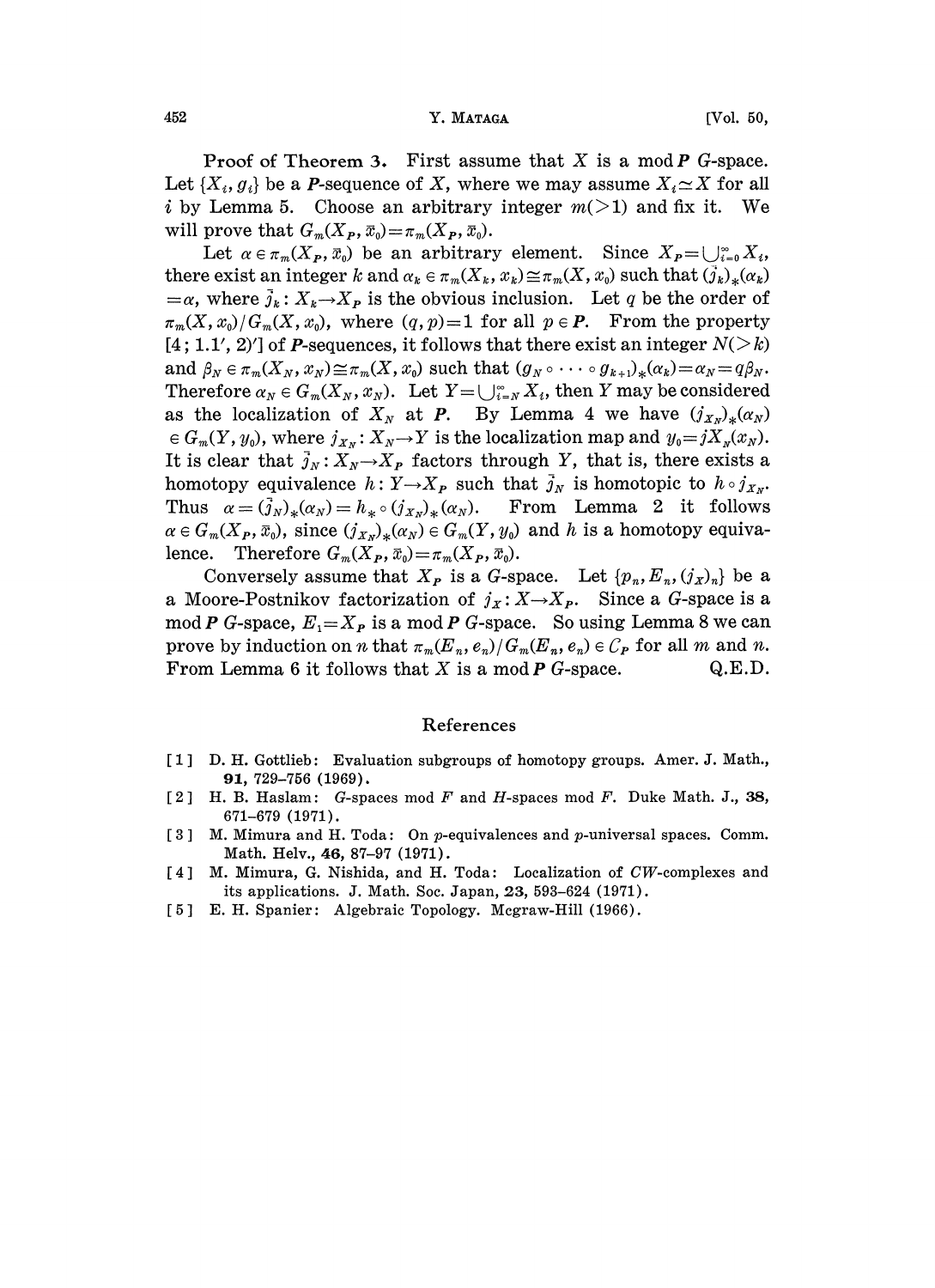**Proof of Theorem 3.** First assume that $X$ is a mod $\boldsymbol{P}$ $G$-space. Let $\{X_i, g_i\}$ be a $\boldsymbol{P}$-sequence of $X$, where we may assume $X_i \simeq X$ for all $i$ by Lemma 5. Choose an arbitrary integer $m(>1)$ and fix it. We will prove that $G_m(X_{\boldsymbol{P}}, \bar{x}_0) = \pi_m(X_{\boldsymbol{P}}, \bar{x}_0)$.

Let $\alpha \in \pi_m(X_{\boldsymbol{P}}, \bar{x}_0)$ be an arbitrary element. Since $X_{\boldsymbol{P}} = \bigcup_{i=0}^{\infty} X_i$, there exist an integer $k$ and $\alpha_k \in \pi_m(X_k, x_k) \cong \pi_m(X, x_0)$ such that $(\bar{j}_k)_*(\alpha_k) = \alpha$, where $\bar{j}_k : X_k \to X_{\boldsymbol{P}}$ is the obvious inclusion. Let $q$ be the order of $\pi_m(X, x_0)/G_m(X, x_0)$, where $(q, p) = 1$ for all $p \in \boldsymbol{P}$. From the property [4; 1.1′, 2)′] of $\boldsymbol{P}$-sequences, it follows that there exist an integer $N(>k)$ and $\beta_N \in \pi_m(X_N, x_N) \cong \pi_m(X, x_0)$ such that $(g_N \circ \cdots \circ g_{k+1})_*(\alpha_k) = \alpha_N = q\beta_N$. Therefore $\alpha_N \in G_m(X_N, x_N)$. Let $Y = \bigcup_{i=N}^{\infty} X_i$, then $Y$ may be considered as the localization of $X_N$ at $\boldsymbol{P}$. By Lemma 4 we have $(j_{X_N})_*(\alpha_N) \in G_m(Y, y_0)$, where $j_{X_N} : X_N \to Y$ is the localization map and $y_0 = jX_N(x_N)$. It is clear that $\bar{j}_N : X_N \to X_{\boldsymbol{P}}$ factors through $Y$, that is, there exists a homotopy equivalence $h : Y \to X_{\boldsymbol{P}}$ such that $\bar{j}_N$ is homotopic to $h \circ j_{X_N}$. Thus $\alpha = (\bar{j}_N)_*(\alpha_N) = h_* \circ (j_{X_N})_*(\alpha_N)$. From Lemma 2 it follows $\alpha \in G_m(X_{\boldsymbol{P}}, \bar{x}_0)$, since $(j_{X_N})_*(\alpha_N) \in G_m(Y, y_0)$ and $h$ is a homotopy equivalence. Therefore $G_m(X_{\boldsymbol{P}}, \bar{x}_0) = \pi_m(X_{\boldsymbol{P}}, \bar{x}_0)$.

Conversely assume that $X_{\boldsymbol{P}}$ is a $G$-space. Let $\{p_n, E_n, (j_X)_n\}$ be a a Moore-Postnikov factorization of $j_X : X \to X_{\boldsymbol{P}}$. Since a $G$-space is a mod $\boldsymbol{P}$ $G$-space, $E_1 = X_{\boldsymbol{P}}$ is a mod $\boldsymbol{P}$ $G$-space. So using Lemma 8 we can prove by induction on $n$ that $\pi_m(E_n, e_n)/G_m(E_n, e_n) \in \mathcal{C}_{\boldsymbol{P}}$ for all $m$ and $n$. From Lemma 6 it follows that $X$ is a mod $\boldsymbol{P}$ $G$-space. Q.E.D.

## References

[1] D. H. Gottlieb: Evaluation subgroups of homotopy groups. Amer. J. Math., **91**, 729–756 (1969).

[2] H. B. Haslam: $G$-spaces mod $F$ and $H$-spaces mod $F$. Duke Math. J., **38**, 671–679 (1971).

[3] M. Mimura and H. Toda: On $p$-equivalences and $p$-universal spaces. Comm. Math. Helv., **46**, 87–97 (1971).

[4] M. Mimura, G. Nishida, and H. Toda: Localization of $CW$-complexes and its applications. J. Math. Soc. Japan, **23**, 593–624 (1971).

[5] E. H. Spanier: Algebraic Topology. Mcgraw-Hill (1966).